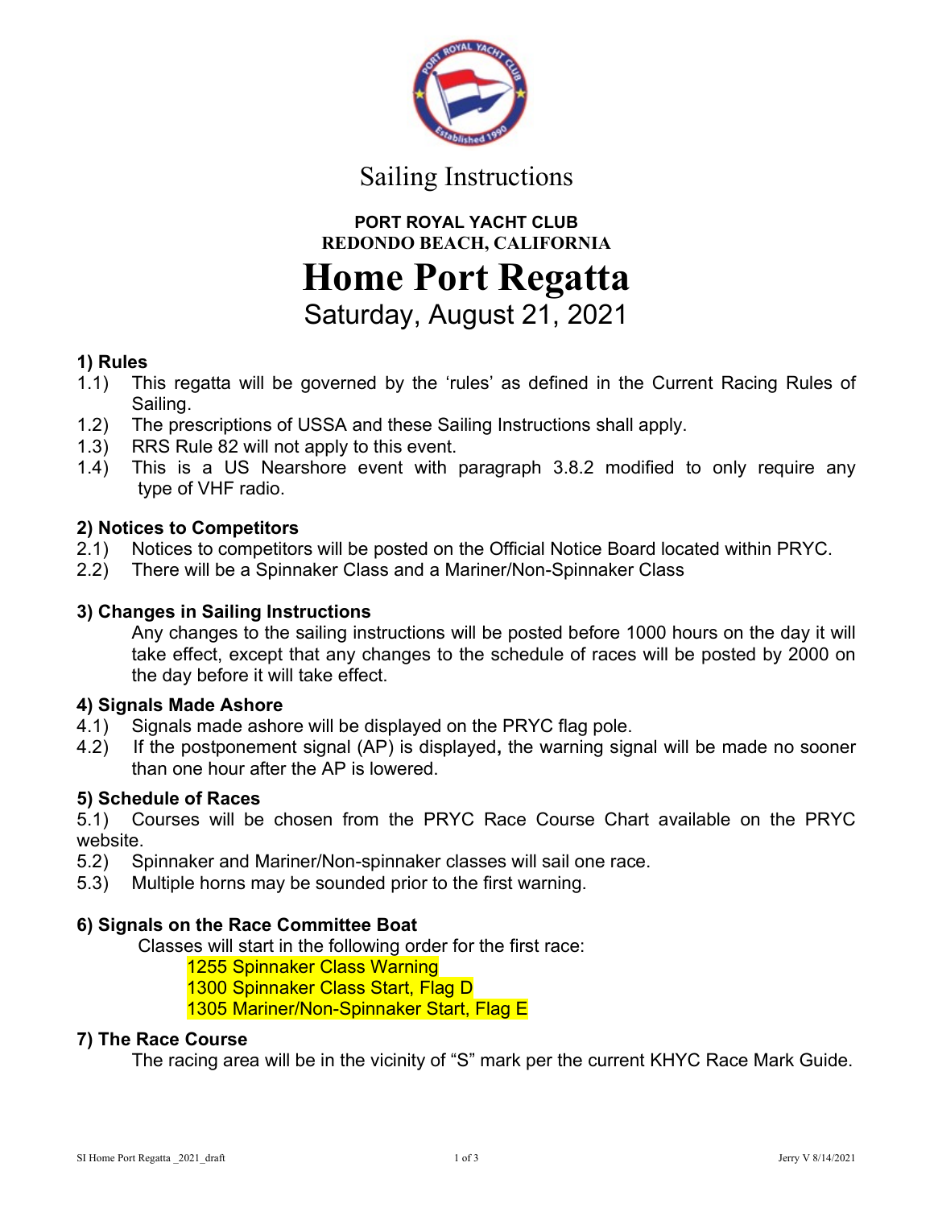Sailing Instructions

**PORT ROYAL YACHT CLUB**
**REDONDO BEACH, CALIFORNIA**

# Home Port Regatta

Saturday, August 21, 2021

## 1) Rules

1.1) This regatta will be governed by the 'rules' as defined in the Current Racing Rules of Sailing.
1.2) The prescriptions of USSA and these Sailing Instructions shall apply.
1.3) RRS Rule 82 will not apply to this event.
1.4) This is a US Nearshore event with paragraph 3.8.2 modified to only require any type of VHF radio.

## 2) Notices to Competitors

2.1) Notices to competitors will be posted on the Official Notice Board located within PRYC.
2.2) There will be a Spinnaker Class and a Mariner/Non-Spinnaker Class

## 3) Changes in Sailing Instructions

Any changes to the sailing instructions will be posted before 1000 hours on the day it will take effect, except that any changes to the schedule of races will be posted by 2000 on the day before it will take effect.

## 4) Signals Made Ashore

4.1) Signals made ashore will be displayed on the PRYC flag pole.
4.2) If the postponement signal (AP) is displayed**,** the warning signal will be made no sooner than one hour after the AP is lowered.

## 5) Schedule of Races

5.1) Courses will be chosen from the PRYC Race Course Chart available on the PRYC website.
5.2) Spinnaker and Mariner/Non-spinnaker classes will sail one race.
5.3) Multiple horns may be sounded prior to the first warning.

## 6) Signals on the Race Committee Boat

Classes will start in the following order for the first race:

1255 Spinnaker Class Warning
1300 Spinnaker Class Start, Flag D
1305 Mariner/Non-Spinnaker Start, Flag E

## 7) The Race Course

The racing area will be in the vicinity of "S" mark per the current KHYC Race Mark Guide.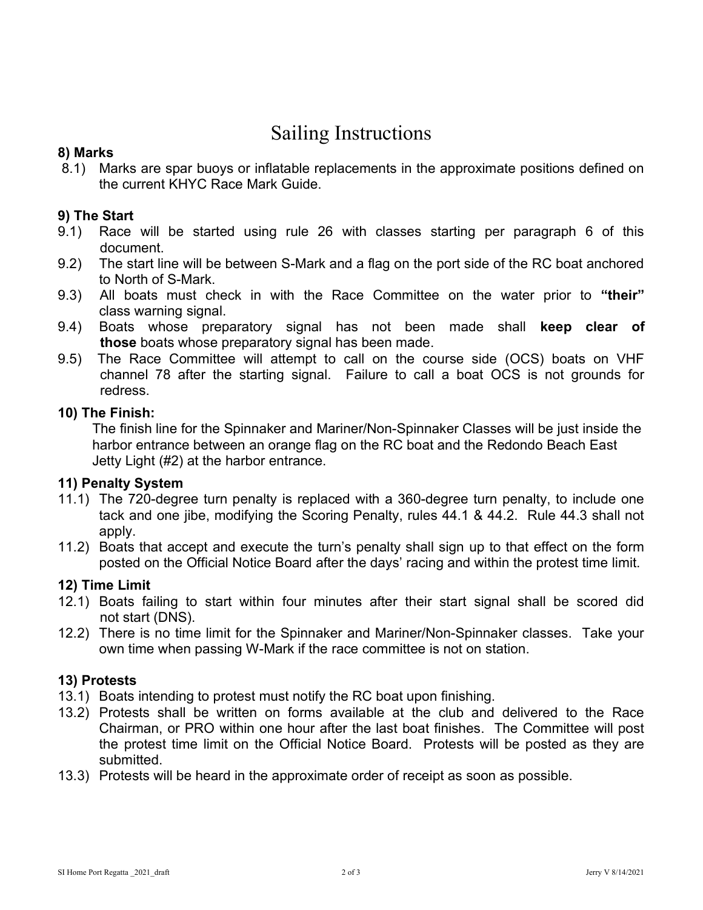# Sailing Instructions

**8) Marks**

8.1) Marks are spar buoys or inflatable replacements in the approximate positions defined on the current KHYC Race Mark Guide.

**9) The Start**

9.1) Race will be started using rule 26 with classes starting per paragraph 6 of this document.

9.2) The start line will be between S-Mark and a flag on the port side of the RC boat anchored to North of S-Mark.

9.3) All boats must check in with the Race Committee on the water prior to **"their"** class warning signal.

9.4) Boats whose preparatory signal has not been made shall **keep clear of those** boats whose preparatory signal has been made.

9.5) The Race Committee will attempt to call on the course side (OCS) boats on VHF channel 78 after the starting signal. Failure to call a boat OCS is not grounds for redress.

**10) The Finish:**

The finish line for the Spinnaker and Mariner/Non-Spinnaker Classes will be just inside the harbor entrance between an orange flag on the RC boat and the Redondo Beach East Jetty Light (#2) at the harbor entrance.

**11) Penalty System**

11.1) The 720-degree turn penalty is replaced with a 360-degree turn penalty, to include one tack and one jibe, modifying the Scoring Penalty, rules 44.1 & 44.2. Rule 44.3 shall not apply.

11.2) Boats that accept and execute the turn's penalty shall sign up to that effect on the form posted on the Official Notice Board after the days' racing and within the protest time limit.

**12) Time Limit**

12.1) Boats failing to start within four minutes after their start signal shall be scored did not start (DNS).

12.2) There is no time limit for the Spinnaker and Mariner/Non-Spinnaker classes. Take your own time when passing W-Mark if the race committee is not on station.

**13) Protests**

13.1) Boats intending to protest must notify the RC boat upon finishing.

13.2) Protests shall be written on forms available at the club and delivered to the Race Chairman, or PRO within one hour after the last boat finishes. The Committee will post the protest time limit on the Official Notice Board. Protests will be posted as they are submitted.

13.3) Protests will be heard in the approximate order of receipt as soon as possible.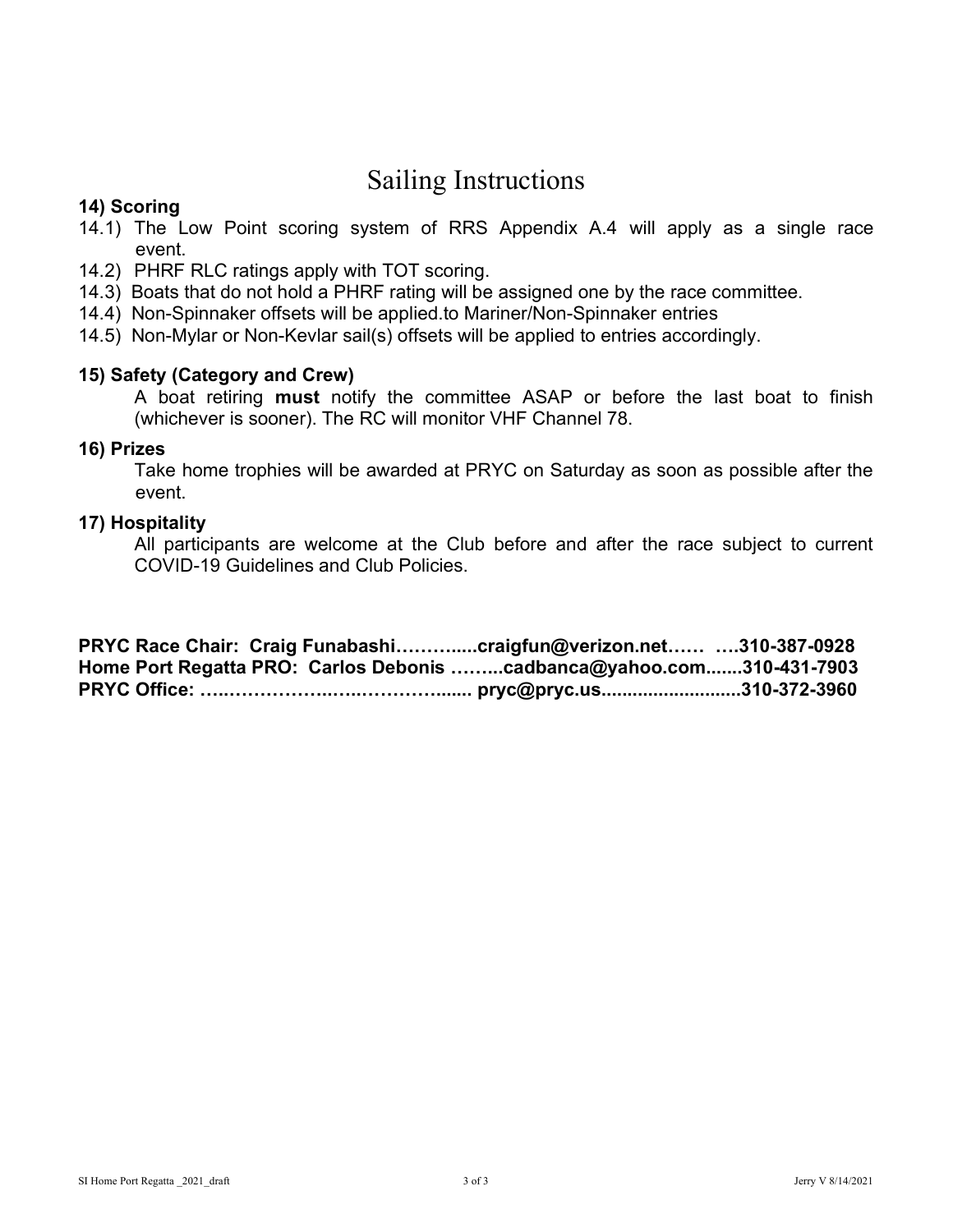# Sailing Instructions

**14) Scoring**

14.1) The Low Point scoring system of RRS Appendix A.4 will apply as a single race event.

14.2) PHRF RLC ratings apply with TOT scoring.

14.3) Boats that do not hold a PHRF rating will be assigned one by the race committee.

14.4) Non-Spinnaker offsets will be applied.to Mariner/Non-Spinnaker entries

14.5) Non-Mylar or Non-Kevlar sail(s) offsets will be applied to entries accordingly.

**15) Safety (Category and Crew)**

A boat retiring **must** notify the committee ASAP or before the last boat to finish (whichever is sooner). The RC will monitor VHF Channel 78.

**16) Prizes**

Take home trophies will be awarded at PRYC on Saturday as soon as possible after the event.

**17) Hospitality**

All participants are welcome at the Club before and after the race subject to current COVID-19 Guidelines and Club Policies.

**PRYC Race Chair: Craig Funabashi…….…......craigfun@verizon.net…… ….310-387-0928**
**Home Port Regatta PRO: Carlos Debonis ……...cadbanca@yahoo.com.......310-431-7903**
**PRYC Office: ….……………..….………….…... pryc@pryc.us..........................310-372-3960**